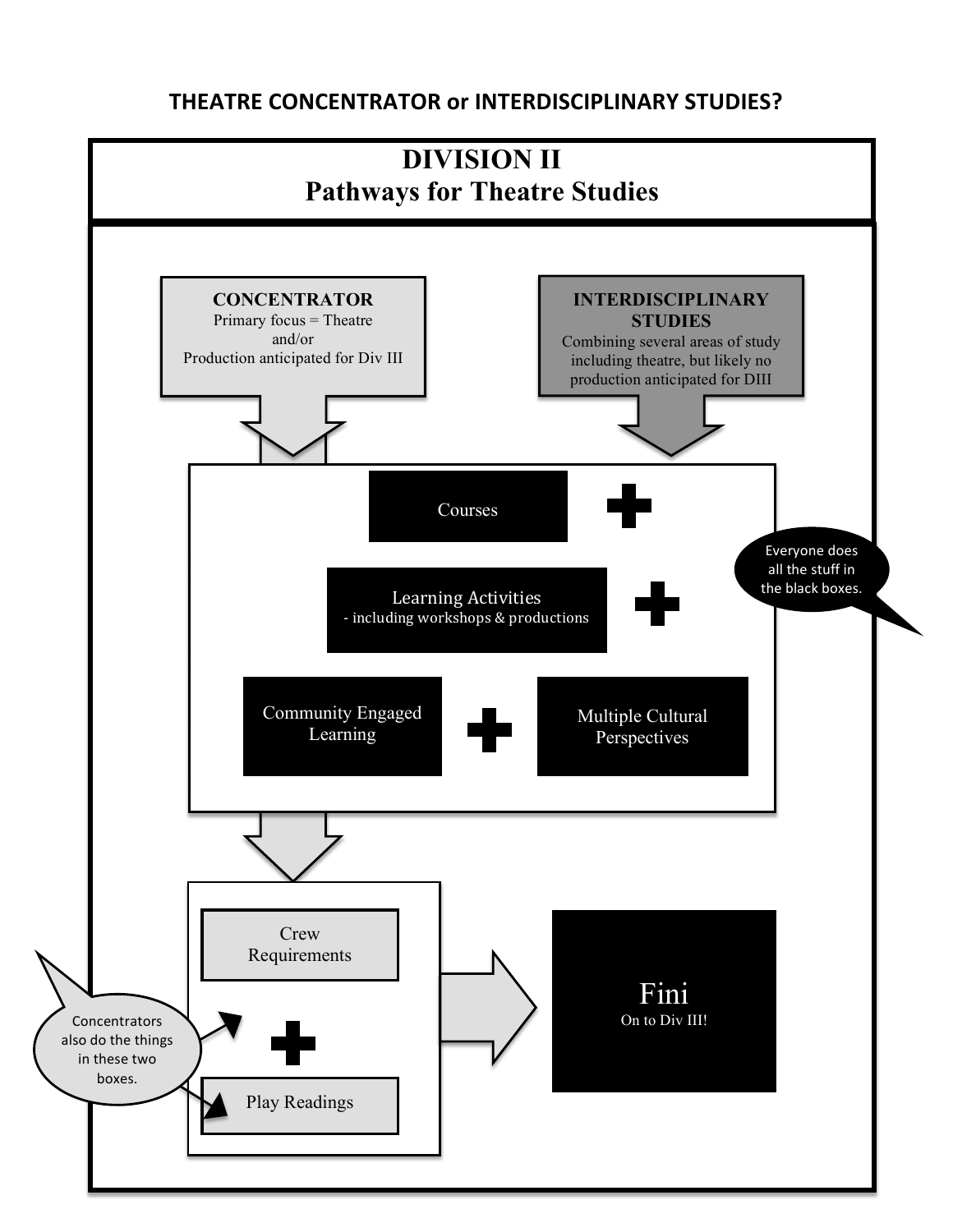**THEATRE CONCENTRATOR or INTERDISCIPLINARY STUDIES?**

# DIVISION II
## Pathways for Theatre Studies

**CONCENTRATOR**
Primary focus = Theatre
and/or
Production anticipated for Div III

**INTERDISCIPLINARY STUDIES**
Combining several areas of study including theatre, but likely no production anticipated for DIII

Courses
+
Learning Activities
- including workshops & productions
+
Community Engaged Learning
+
Multiple Cultural Perspectives

Everyone does all the stuff in the black boxes.

Crew Requirements
+
Play Readings

Concentrators also do the things in these two boxes.

Fini
On to Div III!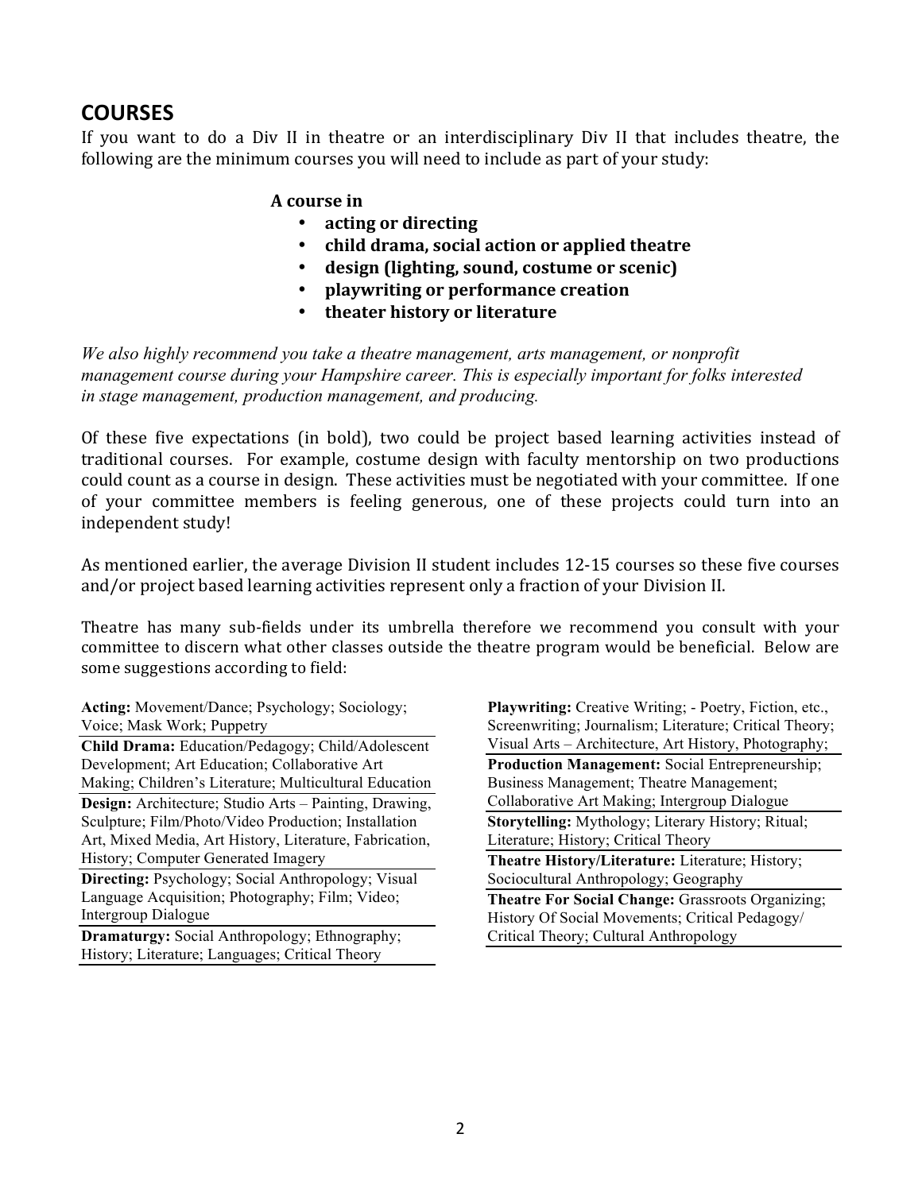## COURSES

If you want to do a Div II in theatre or an interdisciplinary Div II that includes theatre, the following are the minimum courses you will need to include as part of your study:

**A course in**

- **acting or directing**
- **child drama, social action or applied theatre**
- **design (lighting, sound, costume or scenic)**
- **playwriting or performance creation**
- **theater history or literature**

*We also highly recommend you take a theatre management, arts management, or nonprofit management course during your Hampshire career. This is especially important for folks interested in stage management, production management, and producing.*

Of these five expectations (in bold), two could be project based learning activities instead of traditional courses. For example, costume design with faculty mentorship on two productions could count as a course in design. These activities must be negotiated with your committee. If one of your committee members is feeling generous, one of these projects could turn into an independent study!

As mentioned earlier, the average Division II student includes 12-15 courses so these five courses and/or project based learning activities represent only a fraction of your Division II.

Theatre has many sub-fields under its umbrella therefore we recommend you consult with your committee to discern what other classes outside the theatre program would be beneficial. Below are some suggestions according to field:

**Acting:** Movement/Dance; Psychology; Sociology; Voice; Mask Work; Puppetry

**Child Drama:** Education/Pedagogy; Child/Adolescent Development; Art Education; Collaborative Art Making; Children's Literature; Multicultural Education

**Design:** Architecture; Studio Arts – Painting, Drawing, Sculpture; Film/Photo/Video Production; Installation Art, Mixed Media, Art History, Literature, Fabrication, History; Computer Generated Imagery

**Directing:** Psychology; Social Anthropology; Visual Language Acquisition; Photography; Film; Video; Intergroup Dialogue

**Dramaturgy:** Social Anthropology; Ethnography; History; Literature; Languages; Critical Theory

**Playwriting:** Creative Writing; - Poetry, Fiction, etc., Screenwriting; Journalism; Literature; Critical Theory; Visual Arts – Architecture, Art History, Photography;

**Production Management:** Social Entrepreneurship; Business Management; Theatre Management; Collaborative Art Making; Intergroup Dialogue

**Storytelling:** Mythology; Literary History; Ritual; Literature; History; Critical Theory

**Theatre History/Literature:** Literature; History; Sociocultural Anthropology; Geography

**Theatre For Social Change:** Grassroots Organizing; History Of Social Movements; Critical Pedagogy/ Critical Theory; Cultural Anthropology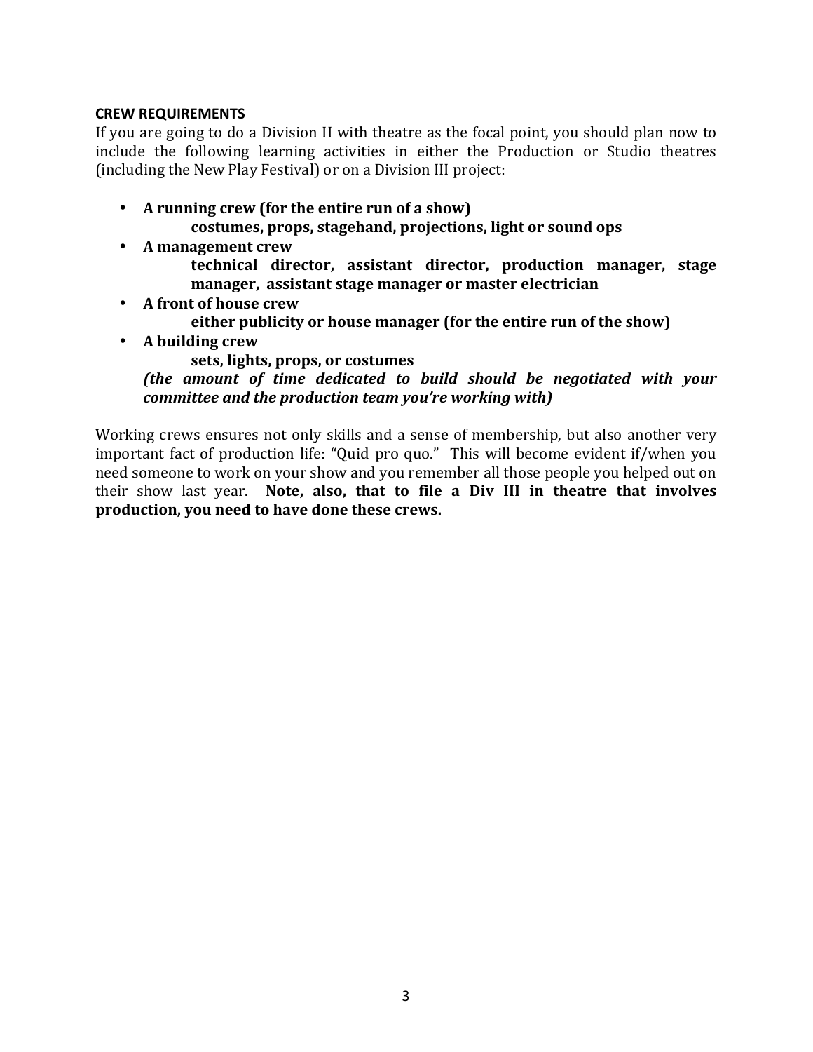**CREW REQUIREMENTS**

If you are going to do a Division II with theatre as the focal point, you should plan now to include the following learning activities in either the Production or Studio theatres (including the New Play Festival) or on a Division III project:

- **A running crew (for the entire run of a show)**
  **costumes, props, stagehand, projections, light or sound ops**
- **A management crew**
  **technical director, assistant director, production manager, stage manager, assistant stage manager or master electrician**
- **A front of house crew**
  **either publicity or house manager (for the entire run of the show)**
- **A building crew**
  **sets, lights, props, or costumes**
  ***(the amount of time dedicated to build should be negotiated with your committee and the production team you're working with)***

Working crews ensures not only skills and a sense of membership, but also another very important fact of production life: "Quid pro quo." This will become evident if/when you need someone to work on your show and you remember all those people you helped out on their show last year. **Note, also, that to file a Div III in theatre that involves production, you need to have done these crews.**